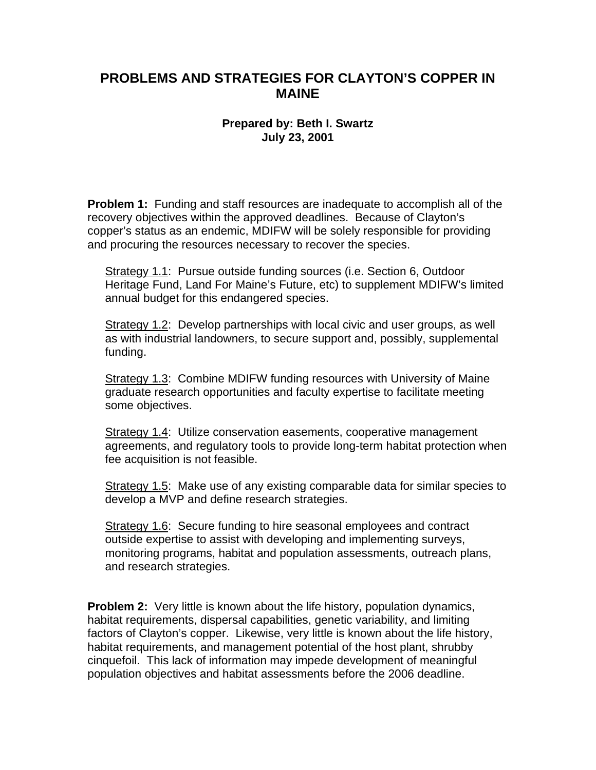# PROBLEMS AND STRATEGIES FOR CLAYTON'S COPPER IN MAINE

**Prepared by: Beth I. Swartz**
**July 23, 2001**

**Problem 1:** Funding and staff resources are inadequate to accomplish all of the recovery objectives within the approved deadlines. Because of Clayton's copper's status as an endemic, MDIFW will be solely responsible for providing and procuring the resources necessary to recover the species.

<u>Strategy 1.1</u>: Pursue outside funding sources (i.e. Section 6, Outdoor Heritage Fund, Land For Maine's Future, etc) to supplement MDIFW's limited annual budget for this endangered species.

<u>Strategy 1.2</u>: Develop partnerships with local civic and user groups, as well as with industrial landowners, to secure support and, possibly, supplemental funding.

<u>Strategy 1.3</u>: Combine MDIFW funding resources with University of Maine graduate research opportunities and faculty expertise to facilitate meeting some objectives.

<u>Strategy 1.4</u>: Utilize conservation easements, cooperative management agreements, and regulatory tools to provide long-term habitat protection when fee acquisition is not feasible.

<u>Strategy 1.5</u>: Make use of any existing comparable data for similar species to develop a MVP and define research strategies.

<u>Strategy 1.6</u>: Secure funding to hire seasonal employees and contract outside expertise to assist with developing and implementing surveys, monitoring programs, habitat and population assessments, outreach plans, and research strategies.

**Problem 2:** Very little is known about the life history, population dynamics, habitat requirements, dispersal capabilities, genetic variability, and limiting factors of Clayton's copper. Likewise, very little is known about the life history, habitat requirements, and management potential of the host plant, shrubby cinquefoil. This lack of information may impede development of meaningful population objectives and habitat assessments before the 2006 deadline.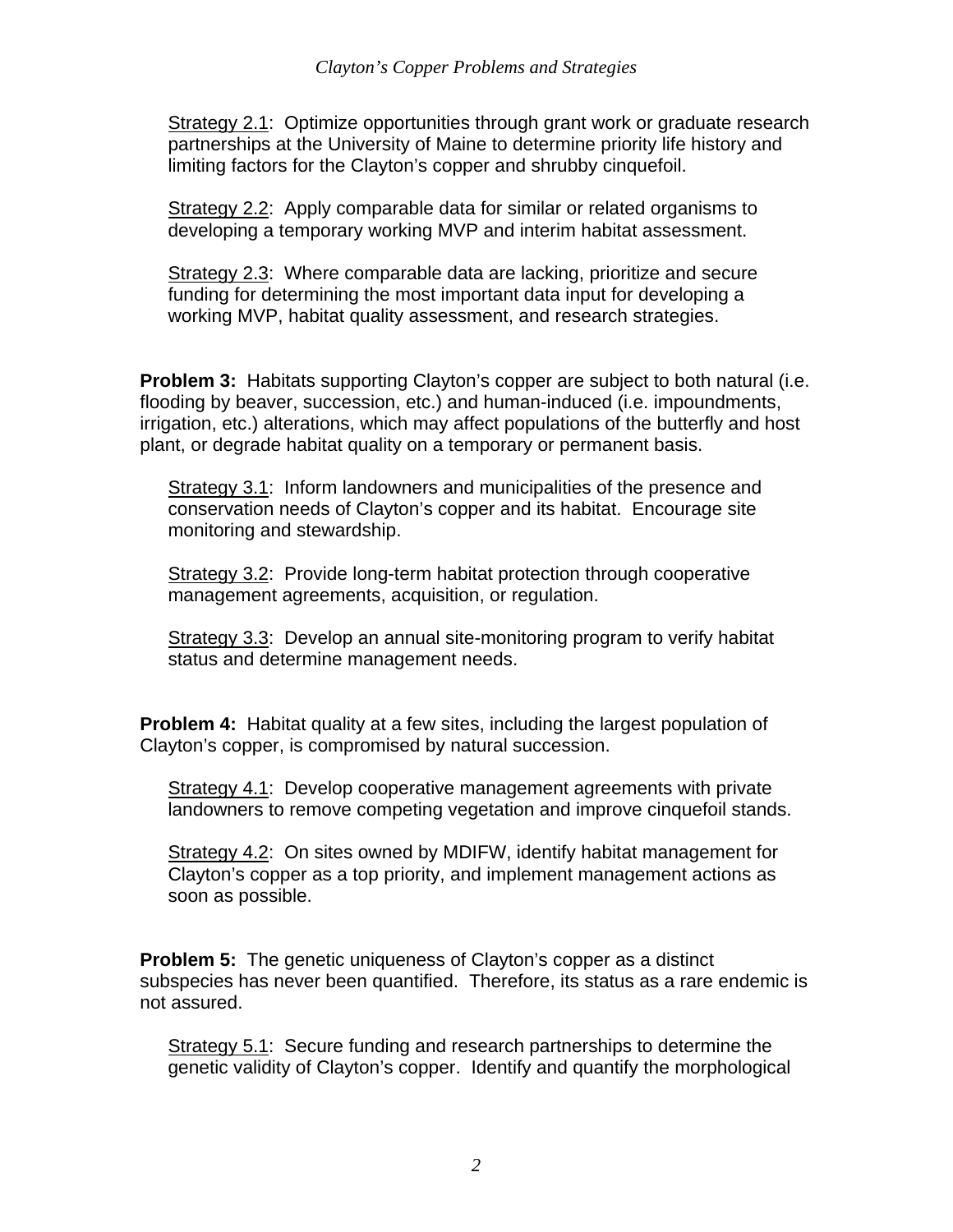<u>Strategy 2.1</u>: Optimize opportunities through grant work or graduate research partnerships at the University of Maine to determine priority life history and limiting factors for the Clayton's copper and shrubby cinquefoil.

<u>Strategy 2.2</u>: Apply comparable data for similar or related organisms to developing a temporary working MVP and interim habitat assessment.

<u>Strategy 2.3</u>: Where comparable data are lacking, prioritize and secure funding for determining the most important data input for developing a working MVP, habitat quality assessment, and research strategies.

**Problem 3:** Habitats supporting Clayton's copper are subject to both natural (i.e. flooding by beaver, succession, etc.) and human-induced (i.e. impoundments, irrigation, etc.) alterations, which may affect populations of the butterfly and host plant, or degrade habitat quality on a temporary or permanent basis.

<u>Strategy 3.1</u>: Inform landowners and municipalities of the presence and conservation needs of Clayton's copper and its habitat. Encourage site monitoring and stewardship.

<u>Strategy 3.2</u>: Provide long-term habitat protection through cooperative management agreements, acquisition, or regulation.

<u>Strategy 3.3</u>: Develop an annual site-monitoring program to verify habitat status and determine management needs.

**Problem 4:** Habitat quality at a few sites, including the largest population of Clayton's copper, is compromised by natural succession.

<u>Strategy 4.1</u>: Develop cooperative management agreements with private landowners to remove competing vegetation and improve cinquefoil stands.

<u>Strategy 4.2</u>: On sites owned by MDIFW, identify habitat management for Clayton's copper as a top priority, and implement management actions as soon as possible.

**Problem 5:** The genetic uniqueness of Clayton's copper as a distinct subspecies has never been quantified. Therefore, its status as a rare endemic is not assured.

<u>Strategy 5.1</u>: Secure funding and research partnerships to determine the genetic validity of Clayton's copper. Identify and quantify the morphological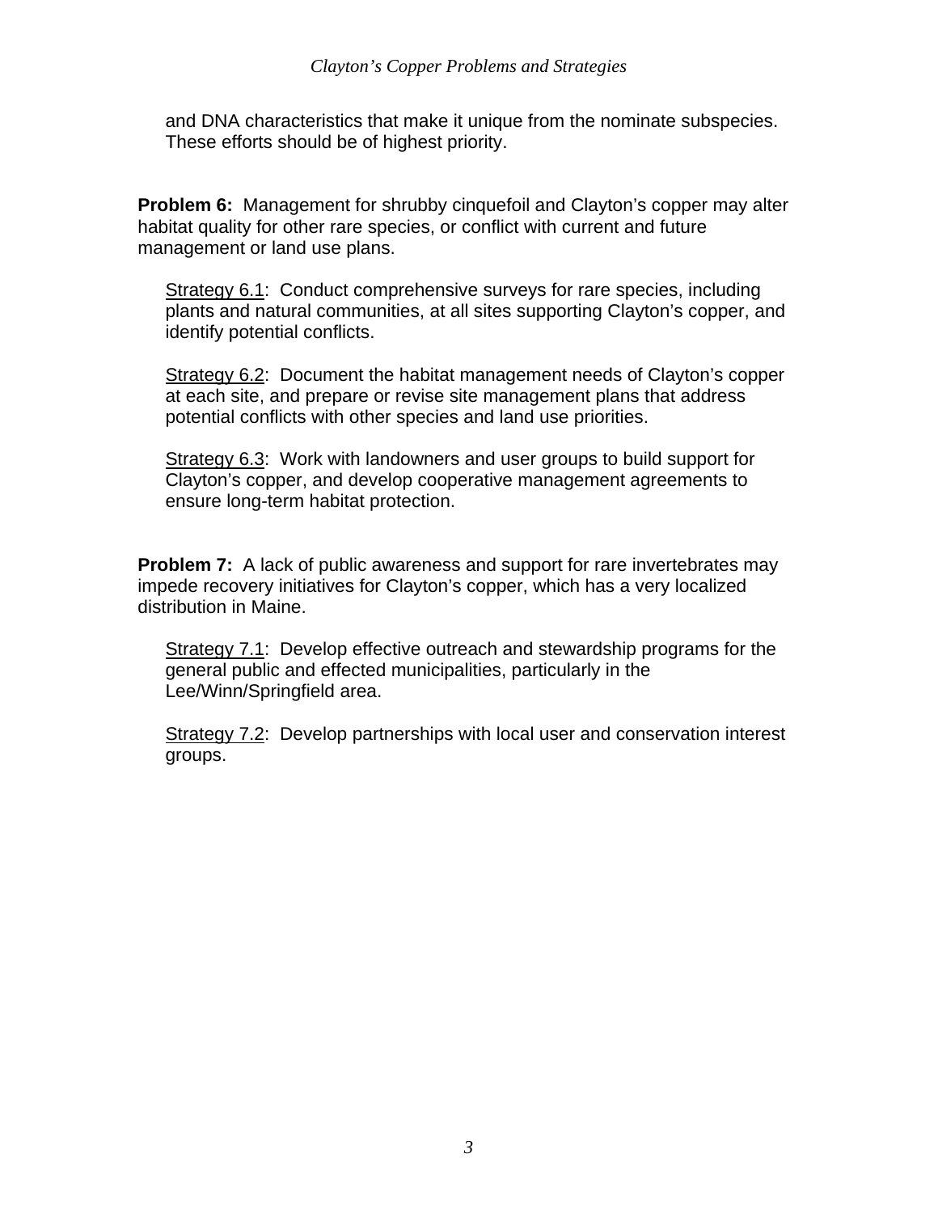and DNA characteristics that make it unique from the nominate subspecies. These efforts should be of highest priority.

**Problem 6:** Management for shrubby cinquefoil and Clayton's copper may alter habitat quality for other rare species, or conflict with current and future management or land use plans.

<u>Strategy 6.1</u>: Conduct comprehensive surveys for rare species, including plants and natural communities, at all sites supporting Clayton's copper, and identify potential conflicts.

<u>Strategy 6.2</u>: Document the habitat management needs of Clayton's copper at each site, and prepare or revise site management plans that address potential conflicts with other species and land use priorities.

<u>Strategy 6.3</u>: Work with landowners and user groups to build support for Clayton's copper, and develop cooperative management agreements to ensure long-term habitat protection.

**Problem 7:** A lack of public awareness and support for rare invertebrates may impede recovery initiatives for Clayton's copper, which has a very localized distribution in Maine.

<u>Strategy 7.1</u>: Develop effective outreach and stewardship programs for the general public and effected municipalities, particularly in the Lee/Winn/Springfield area.

<u>Strategy 7.2</u>: Develop partnerships with local user and conservation interest groups.